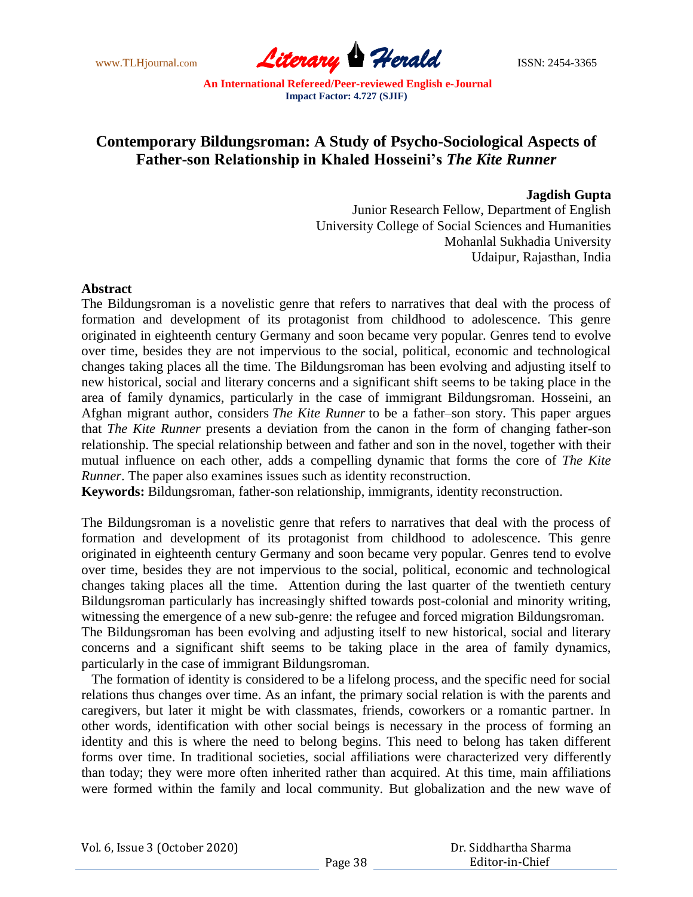# Contemporary Bildungsroman: A Study of Psycho-Sociological Aspects of Father-son Relationship in Khaled Hosseini's *The Kite Runner*

**Jagdish Gupta**
Junior Research Fellow, Department of English
University College of Social Sciences and Humanities
Mohanlal Sukhadia University
Udaipur, Rajasthan, India

## Abstract

The Bildungsroman is a novelistic genre that refers to narratives that deal with the process of formation and development of its protagonist from childhood to adolescence. This genre originated in eighteenth century Germany and soon became very popular. Genres tend to evolve over time, besides they are not impervious to the social, political, economic and technological changes taking places all the time. The Bildungsroman has been evolving and adjusting itself to new historical, social and literary concerns and a significant shift seems to be taking place in the area of family dynamics, particularly in the case of immigrant Bildungsroman. Hosseini, an Afghan migrant author, considers *The Kite Runner* to be a father–son story. This paper argues that *The Kite Runner* presents a deviation from the canon in the form of changing father-son relationship. The special relationship between and father and son in the novel, together with their mutual influence on each other, adds a compelling dynamic that forms the core of *The Kite Runner*. The paper also examines issues such as identity reconstruction.

**Keywords:** Bildungsroman, father-son relationship, immigrants, identity reconstruction.

The Bildungsroman is a novelistic genre that refers to narratives that deal with the process of formation and development of its protagonist from childhood to adolescence. This genre originated in eighteenth century Germany and soon became very popular. Genres tend to evolve over time, besides they are not impervious to the social, political, economic and technological changes taking places all the time. Attention during the last quarter of the twentieth century Bildungsroman particularly has increasingly shifted towards post-colonial and minority writing, witnessing the emergence of a new sub-genre: the refugee and forced migration Bildungsroman. The Bildungsroman has been evolving and adjusting itself to new historical, social and literary concerns and a significant shift seems to be taking place in the area of family dynamics, particularly in the case of immigrant Bildungsroman.

The formation of identity is considered to be a lifelong process, and the specific need for social relations thus changes over time. As an infant, the primary social relation is with the parents and caregivers, but later it might be with classmates, friends, coworkers or a romantic partner. In other words, identification with other social beings is necessary in the process of forming an identity and this is where the need to belong begins. This need to belong has taken different forms over time. In traditional societies, social affiliations were characterized very differently than today; they were more often inherited rather than acquired. At this time, main affiliations were formed within the family and local community. But globalization and the new wave of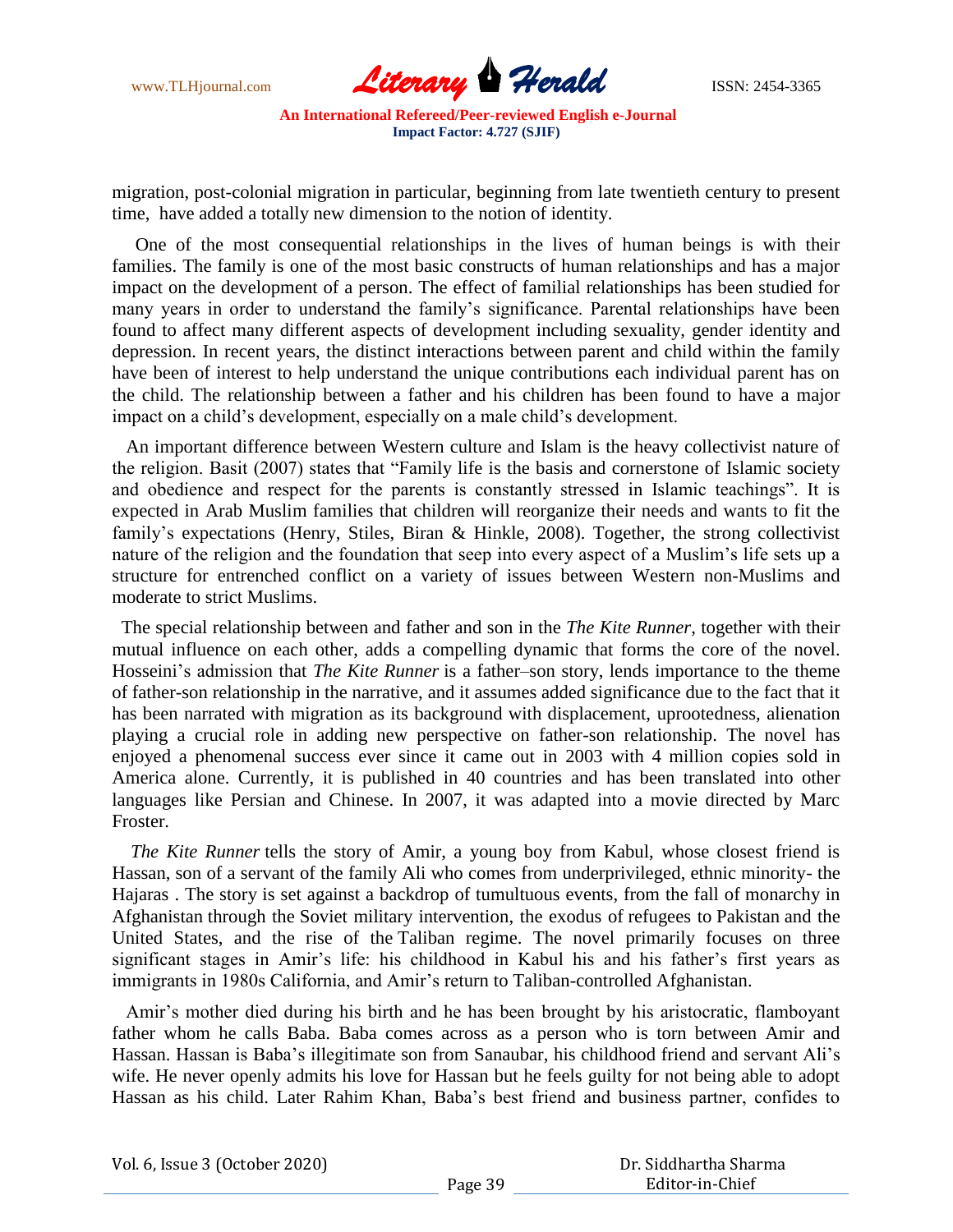migration, post-colonial migration in particular, beginning from late twentieth century to present time, have added a totally new dimension to the notion of identity.

One of the most consequential relationships in the lives of human beings is with their families. The family is one of the most basic constructs of human relationships and has a major impact on the development of a person. The effect of familial relationships has been studied for many years in order to understand the family's significance. Parental relationships have been found to affect many different aspects of development including sexuality, gender identity and depression. In recent years, the distinct interactions between parent and child within the family have been of interest to help understand the unique contributions each individual parent has on the child. The relationship between a father and his children has been found to have a major impact on a child's development, especially on a male child's development.

An important difference between Western culture and Islam is the heavy collectivist nature of the religion. Basit (2007) states that "Family life is the basis and cornerstone of Islamic society and obedience and respect for the parents is constantly stressed in Islamic teachings". It is expected in Arab Muslim families that children will reorganize their needs and wants to fit the family's expectations (Henry, Stiles, Biran & Hinkle, 2008). Together, the strong collectivist nature of the religion and the foundation that seep into every aspect of a Muslim's life sets up a structure for entrenched conflict on a variety of issues between Western non-Muslims and moderate to strict Muslims.

The special relationship between and father and son in the *The Kite Runner*, together with their mutual influence on each other, adds a compelling dynamic that forms the core of the novel. Hosseini's admission that *The Kite Runner* is a father–son story, lends importance to the theme of father-son relationship in the narrative, and it assumes added significance due to the fact that it has been narrated with migration as its background with displacement, uprootedness, alienation playing a crucial role in adding new perspective on father-son relationship. The novel has enjoyed a phenomenal success ever since it came out in 2003 with 4 million copies sold in America alone. Currently, it is published in 40 countries and has been translated into other languages like Persian and Chinese. In 2007, it was adapted into a movie directed by Marc Froster.

*The Kite Runner* tells the story of Amir, a young boy from Kabul, whose closest friend is Hassan, son of a servant of the family Ali who comes from underprivileged, ethnic minority- the Hajaras . The story is set against a backdrop of tumultuous events, from the fall of monarchy in Afghanistan through the Soviet military intervention, the exodus of refugees to Pakistan and the United States, and the rise of the Taliban regime. The novel primarily focuses on three significant stages in Amir's life: his childhood in Kabul his and his father's first years as immigrants in 1980s California, and Amir's return to Taliban-controlled Afghanistan.

Amir's mother died during his birth and he has been brought by his aristocratic, flamboyant father whom he calls Baba. Baba comes across as a person who is torn between Amir and Hassan. Hassan is Baba's illegitimate son from Sanaubar, his childhood friend and servant Ali's wife. He never openly admits his love for Hassan but he feels guilty for not being able to adopt Hassan as his child. Later Rahim Khan, Baba's best friend and business partner, confides to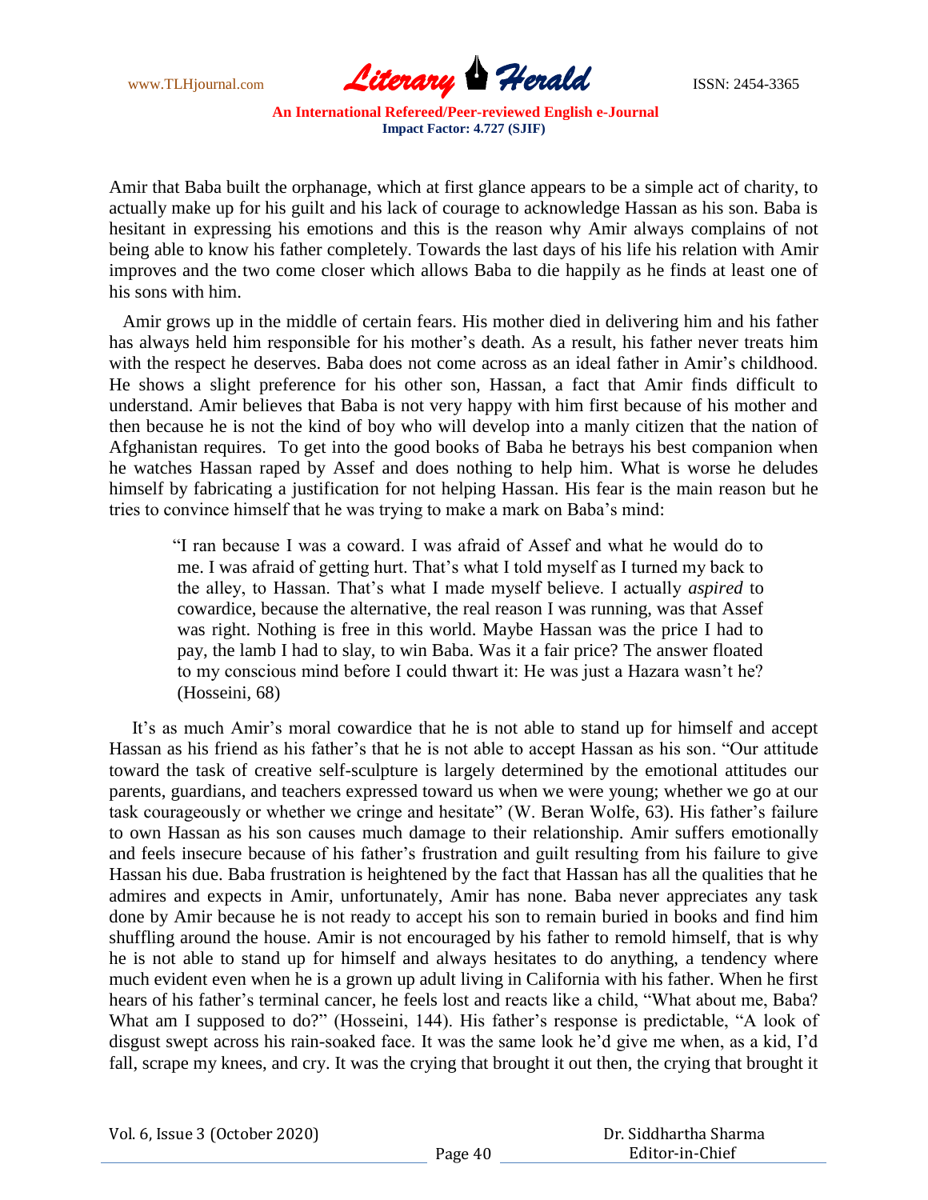Amir that Baba built the orphanage, which at first glance appears to be a simple act of charity, to actually make up for his guilt and his lack of courage to acknowledge Hassan as his son. Baba is hesitant in expressing his emotions and this is the reason why Amir always complains of not being able to know his father completely. Towards the last days of his life his relation with Amir improves and the two come closer which allows Baba to die happily as he finds at least one of his sons with him.

Amir grows up in the middle of certain fears. His mother died in delivering him and his father has always held him responsible for his mother's death. As a result, his father never treats him with the respect he deserves. Baba does not come across as an ideal father in Amir's childhood. He shows a slight preference for his other son, Hassan, a fact that Amir finds difficult to understand. Amir believes that Baba is not very happy with him first because of his mother and then because he is not the kind of boy who will develop into a manly citizen that the nation of Afghanistan requires. To get into the good books of Baba he betrays his best companion when he watches Hassan raped by Assef and does nothing to help him. What is worse he deludes himself by fabricating a justification for not helping Hassan. His fear is the main reason but he tries to convince himself that he was trying to make a mark on Baba's mind:

> "I ran because I was a coward. I was afraid of Assef and what he would do to me. I was afraid of getting hurt. That's what I told myself as I turned my back to the alley, to Hassan. That's what I made myself believe. I actually *aspired* to cowardice, because the alternative, the real reason I was running, was that Assef was right. Nothing is free in this world. Maybe Hassan was the price I had to pay, the lamb I had to slay, to win Baba. Was it a fair price? The answer floated to my conscious mind before I could thwart it: He was just a Hazara wasn't he? (Hosseini, 68)

It's as much Amir's moral cowardice that he is not able to stand up for himself and accept Hassan as his friend as his father's that he is not able to accept Hassan as his son. "Our attitude toward the task of creative self-sculpture is largely determined by the emotional attitudes our parents, guardians, and teachers expressed toward us when we were young; whether we go at our task courageously or whether we cringe and hesitate" (W. Beran Wolfe, 63). His father's failure to own Hassan as his son causes much damage to their relationship. Amir suffers emotionally and feels insecure because of his father's frustration and guilt resulting from his failure to give Hassan his due. Baba frustration is heightened by the fact that Hassan has all the qualities that he admires and expects in Amir, unfortunately, Amir has none. Baba never appreciates any task done by Amir because he is not ready to accept his son to remain buried in books and find him shuffling around the house. Amir is not encouraged by his father to remold himself, that is why he is not able to stand up for himself and always hesitates to do anything, a tendency where much evident even when he is a grown up adult living in California with his father. When he first hears of his father's terminal cancer, he feels lost and reacts like a child, "What about me, Baba? What am I supposed to do?" (Hosseini, 144). His father's response is predictable, "A look of disgust swept across his rain-soaked face. It was the same look he'd give me when, as a kid, I'd fall, scrape my knees, and cry. It was the crying that brought it out then, the crying that brought it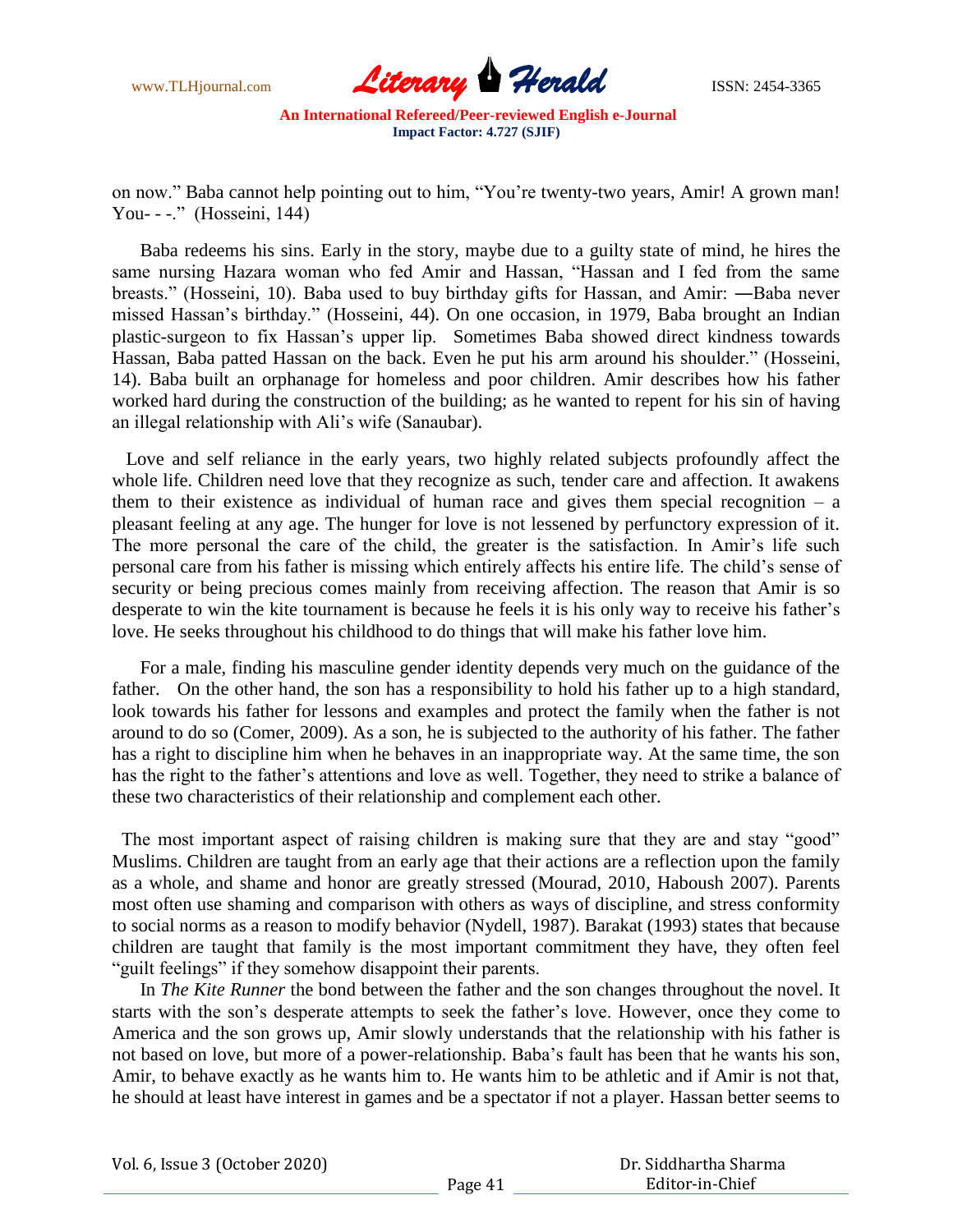on now." Baba cannot help pointing out to him, "You're twenty-two years, Amir! A grown man! You- - -." (Hosseini, 144)

Baba redeems his sins. Early in the story, maybe due to a guilty state of mind, he hires the same nursing Hazara woman who fed Amir and Hassan, "Hassan and I fed from the same breasts." (Hosseini, 10). Baba used to buy birthday gifts for Hassan, and Amir: ―Baba never missed Hassan's birthday." (Hosseini, 44). On one occasion, in 1979, Baba brought an Indian plastic-surgeon to fix Hassan's upper lip. Sometimes Baba showed direct kindness towards Hassan, Baba patted Hassan on the back. Even he put his arm around his shoulder." (Hosseini, 14). Baba built an orphanage for homeless and poor children. Amir describes how his father worked hard during the construction of the building; as he wanted to repent for his sin of having an illegal relationship with Ali's wife (Sanaubar).

Love and self reliance in the early years, two highly related subjects profoundly affect the whole life. Children need love that they recognize as such, tender care and affection. It awakens them to their existence as individual of human race and gives them special recognition – a pleasant feeling at any age. The hunger for love is not lessened by perfunctory expression of it. The more personal the care of the child, the greater is the satisfaction. In Amir's life such personal care from his father is missing which entirely affects his entire life. The child's sense of security or being precious comes mainly from receiving affection. The reason that Amir is so desperate to win the kite tournament is because he feels it is his only way to receive his father's love. He seeks throughout his childhood to do things that will make his father love him.

For a male, finding his masculine gender identity depends very much on the guidance of the father. On the other hand, the son has a responsibility to hold his father up to a high standard, look towards his father for lessons and examples and protect the family when the father is not around to do so (Comer, 2009). As a son, he is subjected to the authority of his father. The father has a right to discipline him when he behaves in an inappropriate way. At the same time, the son has the right to the father's attentions and love as well. Together, they need to strike a balance of these two characteristics of their relationship and complement each other.

The most important aspect of raising children is making sure that they are and stay "good" Muslims. Children are taught from an early age that their actions are a reflection upon the family as a whole, and shame and honor are greatly stressed (Mourad, 2010, Haboush 2007). Parents most often use shaming and comparison with others as ways of discipline, and stress conformity to social norms as a reason to modify behavior (Nydell, 1987). Barakat (1993) states that because children are taught that family is the most important commitment they have, they often feel "guilt feelings" if they somehow disappoint their parents.

In *The Kite Runner* the bond between the father and the son changes throughout the novel. It starts with the son's desperate attempts to seek the father's love. However, once they come to America and the son grows up, Amir slowly understands that the relationship with his father is not based on love, but more of a power-relationship. Baba's fault has been that he wants his son, Amir, to behave exactly as he wants him to. He wants him to be athletic and if Amir is not that, he should at least have interest in games and be a spectator if not a player. Hassan better seems to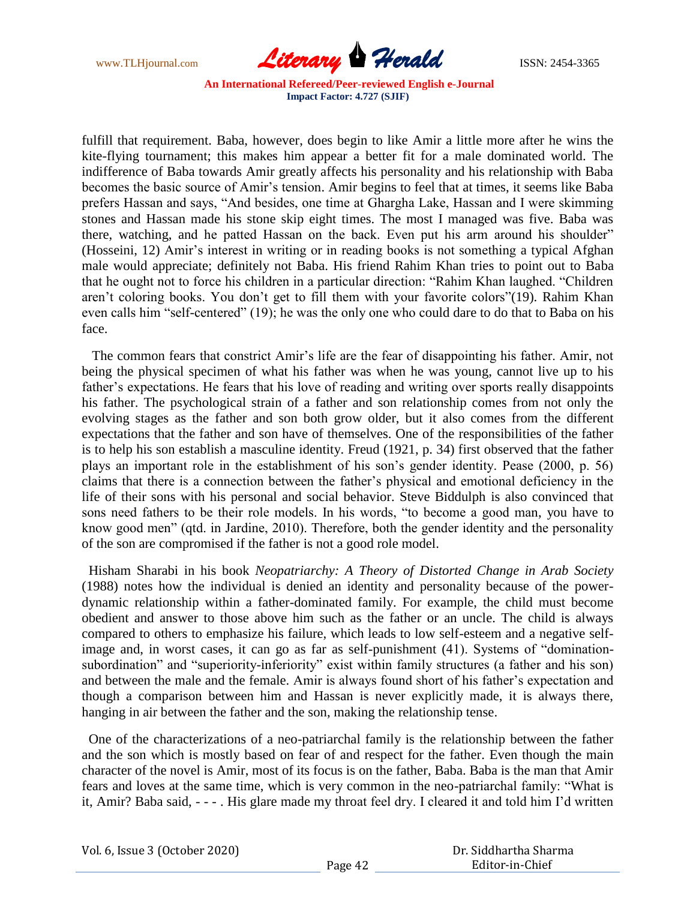fulfill that requirement. Baba, however, does begin to like Amir a little more after he wins the kite-flying tournament; this makes him appear a better fit for a male dominated world. The indifference of Baba towards Amir greatly affects his personality and his relationship with Baba becomes the basic source of Amir's tension. Amir begins to feel that at times, it seems like Baba prefers Hassan and says, "And besides, one time at Ghargha Lake, Hassan and I were skimming stones and Hassan made his stone skip eight times. The most I managed was five. Baba was there, watching, and he patted Hassan on the back. Even put his arm around his shoulder" (Hosseini, 12) Amir's interest in writing or in reading books is not something a typical Afghan male would appreciate; definitely not Baba. His friend Rahim Khan tries to point out to Baba that he ought not to force his children in a particular direction: "Rahim Khan laughed. "Children aren't coloring books. You don't get to fill them with your favorite colors"(19). Rahim Khan even calls him "self-centered" (19); he was the only one who could dare to do that to Baba on his face.

The common fears that constrict Amir's life are the fear of disappointing his father. Amir, not being the physical specimen of what his father was when he was young, cannot live up to his father's expectations. He fears that his love of reading and writing over sports really disappoints his father. The psychological strain of a father and son relationship comes from not only the evolving stages as the father and son both grow older, but it also comes from the different expectations that the father and son have of themselves. One of the responsibilities of the father is to help his son establish a masculine identity. Freud (1921, p. 34) first observed that the father plays an important role in the establishment of his son's gender identity. Pease (2000, p. 56) claims that there is a connection between the father's physical and emotional deficiency in the life of their sons with his personal and social behavior. Steve Biddulph is also convinced that sons need fathers to be their role models. In his words, "to become a good man, you have to know good men" (qtd. in Jardine, 2010). Therefore, both the gender identity and the personality of the son are compromised if the father is not a good role model.

Hisham Sharabi in his book *Neopatriarchy: A Theory of Distorted Change in Arab Society* (1988) notes how the individual is denied an identity and personality because of the power-dynamic relationship within a father-dominated family. For example, the child must become obedient and answer to those above him such as the father or an uncle. The child is always compared to others to emphasize his failure, which leads to low self-esteem and a negative self-image and, in worst cases, it can go as far as self-punishment (41). Systems of "domination-subordination" and "superiority-inferiority" exist within family structures (a father and his son) and between the male and the female. Amir is always found short of his father's expectation and though a comparison between him and Hassan is never explicitly made, it is always there, hanging in air between the father and the son, making the relationship tense.

One of the characterizations of a neo-patriarchal family is the relationship between the father and the son which is mostly based on fear of and respect for the father. Even though the main character of the novel is Amir, most of its focus is on the father, Baba. Baba is the man that Amir fears and loves at the same time, which is very common in the neo-patriarchal family: "What is it, Amir? Baba said, - - - . His glare made my throat feel dry. I cleared it and told him I'd written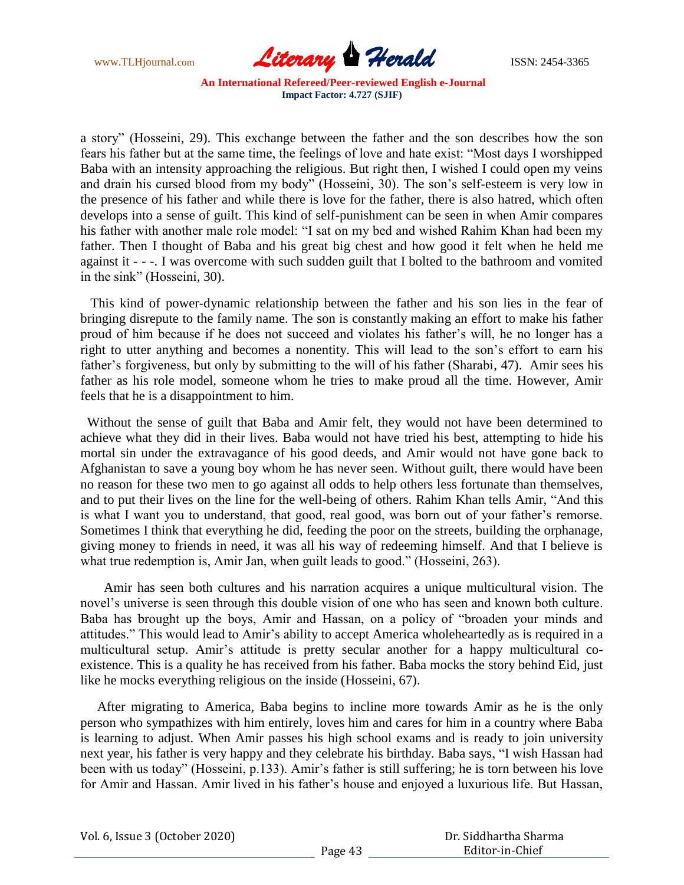a story" (Hosseini, 29). This exchange between the father and the son describes how the son fears his father but at the same time, the feelings of love and hate exist: "Most days I worshipped Baba with an intensity approaching the religious. But right then, I wished I could open my veins and drain his cursed blood from my body" (Hosseini, 30). The son's self-esteem is very low in the presence of his father and while there is love for the father, there is also hatred, which often develops into a sense of guilt. This kind of self-punishment can be seen in when Amir compares his father with another male role model: "I sat on my bed and wished Rahim Khan had been my father. Then I thought of Baba and his great big chest and how good it felt when he held me against it - - -. I was overcome with such sudden guilt that I bolted to the bathroom and vomited in the sink" (Hosseini, 30).

This kind of power-dynamic relationship between the father and his son lies in the fear of bringing disrepute to the family name. The son is constantly making an effort to make his father proud of him because if he does not succeed and violates his father's will, he no longer has a right to utter anything and becomes a nonentity. This will lead to the son's effort to earn his father's forgiveness, but only by submitting to the will of his father (Sharabi, 47). Amir sees his father as his role model, someone whom he tries to make proud all the time. However, Amir feels that he is a disappointment to him.

Without the sense of guilt that Baba and Amir felt, they would not have been determined to achieve what they did in their lives. Baba would not have tried his best, attempting to hide his mortal sin under the extravagance of his good deeds, and Amir would not have gone back to Afghanistan to save a young boy whom he has never seen. Without guilt, there would have been no reason for these two men to go against all odds to help others less fortunate than themselves, and to put their lives on the line for the well-being of others. Rahim Khan tells Amir, "And this is what I want you to understand, that good, real good, was born out of your father's remorse. Sometimes I think that everything he did, feeding the poor on the streets, building the orphanage, giving money to friends in need, it was all his way of redeeming himself. And that I believe is what true redemption is, Amir Jan, when guilt leads to good." (Hosseini, 263).

Amir has seen both cultures and his narration acquires a unique multicultural vision. The novel's universe is seen through this double vision of one who has seen and known both culture. Baba has brought up the boys, Amir and Hassan, on a policy of "broaden your minds and attitudes." This would lead to Amir's ability to accept America wholeheartedly as is required in a multicultural setup. Amir's attitude is pretty secular another for a happy multicultural co-existence. This is a quality he has received from his father. Baba mocks the story behind Eid, just like he mocks everything religious on the inside (Hosseini, 67).

After migrating to America, Baba begins to incline more towards Amir as he is the only person who sympathizes with him entirely, loves him and cares for him in a country where Baba is learning to adjust. When Amir passes his high school exams and is ready to join university next year, his father is very happy and they celebrate his birthday. Baba says, "I wish Hassan had been with us today" (Hosseini, p.133). Amir's father is still suffering; he is torn between his love for Amir and Hassan. Amir lived in his father's house and enjoyed a luxurious life. But Hassan,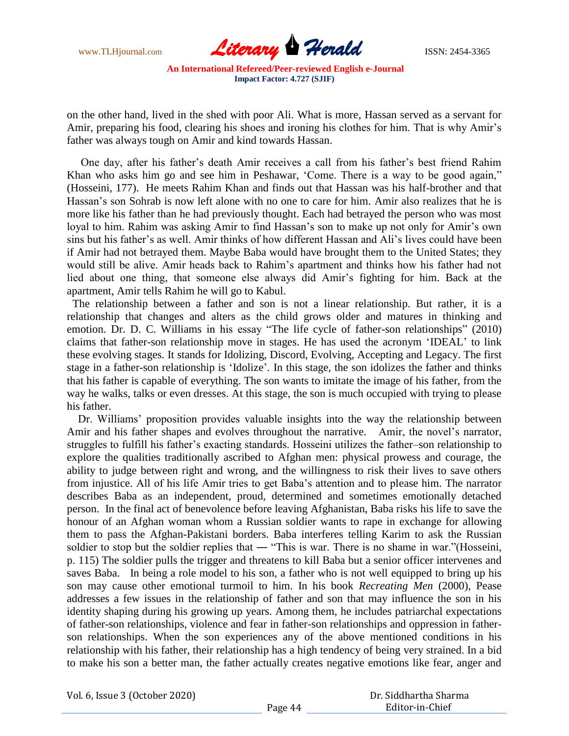on the other hand, lived in the shed with poor Ali. What is more, Hassan served as a servant for Amir, preparing his food, clearing his shoes and ironing his clothes for him. That is why Amir's father was always tough on Amir and kind towards Hassan.

One day, after his father's death Amir receives a call from his father's best friend Rahim Khan who asks him go and see him in Peshawar, 'Come. There is a way to be good again," (Hosseini, 177). He meets Rahim Khan and finds out that Hassan was his half-brother and that Hassan's son Sohrab is now left alone with no one to care for him. Amir also realizes that he is more like his father than he had previously thought. Each had betrayed the person who was most loyal to him. Rahim was asking Amir to find Hassan's son to make up not only for Amir's own sins but his father's as well. Amir thinks of how different Hassan and Ali's lives could have been if Amir had not betrayed them. Maybe Baba would have brought them to the United States; they would still be alive. Amir heads back to Rahim's apartment and thinks how his father had not lied about one thing, that someone else always did Amir's fighting for him. Back at the apartment, Amir tells Rahim he will go to Kabul.

The relationship between a father and son is not a linear relationship. But rather, it is a relationship that changes and alters as the child grows older and matures in thinking and emotion. Dr. D. C. Williams in his essay "The life cycle of father-son relationships" (2010) claims that father-son relationship move in stages. He has used the acronym 'IDEAL' to link these evolving stages. It stands for Idolizing, Discord, Evolving, Accepting and Legacy. The first stage in a father-son relationship is 'Idolize'. In this stage, the son idolizes the father and thinks that his father is capable of everything. The son wants to imitate the image of his father, from the way he walks, talks or even dresses. At this stage, the son is much occupied with trying to please his father.

Dr. Williams' proposition provides valuable insights into the way the relationship between Amir and his father shapes and evolves throughout the narrative. Amir, the novel's narrator, struggles to fulfill his father's exacting standards. Hosseini utilizes the father–son relationship to explore the qualities traditionally ascribed to Afghan men: physical prowess and courage, the ability to judge between right and wrong, and the willingness to risk their lives to save others from injustice. All of his life Amir tries to get Baba's attention and to please him. The narrator describes Baba as an independent, proud, determined and sometimes emotionally detached person. In the final act of benevolence before leaving Afghanistan, Baba risks his life to save the honour of an Afghan woman whom a Russian soldier wants to rape in exchange for allowing them to pass the Afghan-Pakistani borders. Baba interferes telling Karim to ask the Russian soldier to stop but the soldier replies that ― "This is war. There is no shame in war."(Hosseini, p. 115) The soldier pulls the trigger and threatens to kill Baba but a senior officer intervenes and saves Baba. In being a role model to his son, a father who is not well equipped to bring up his son may cause other emotional turmoil to him. In his book *Recreating Men* (2000), Pease addresses a few issues in the relationship of father and son that may influence the son in his identity shaping during his growing up years. Among them, he includes patriarchal expectations of father-son relationships, violence and fear in father-son relationships and oppression in father-son relationships. When the son experiences any of the above mentioned conditions in his relationship with his father, their relationship has a high tendency of being very strained. In a bid to make his son a better man, the father actually creates negative emotions like fear, anger and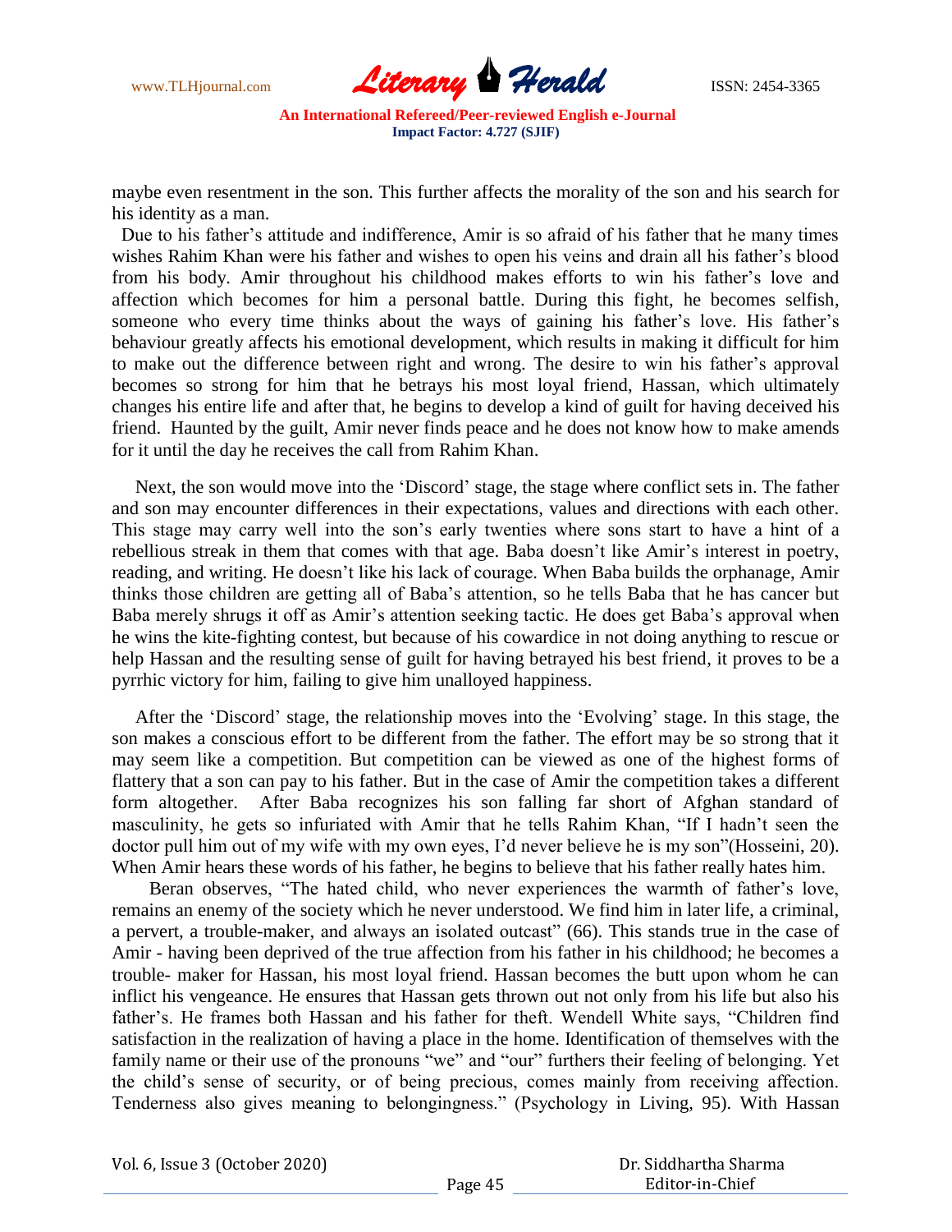maybe even resentment in the son. This further affects the morality of the son and his search for his identity as a man.

Due to his father's attitude and indifference, Amir is so afraid of his father that he many times wishes Rahim Khan were his father and wishes to open his veins and drain all his father's blood from his body. Amir throughout his childhood makes efforts to win his father's love and affection which becomes for him a personal battle. During this fight, he becomes selfish, someone who every time thinks about the ways of gaining his father's love. His father's behaviour greatly affects his emotional development, which results in making it difficult for him to make out the difference between right and wrong. The desire to win his father's approval becomes so strong for him that he betrays his most loyal friend, Hassan, which ultimately changes his entire life and after that, he begins to develop a kind of guilt for having deceived his friend. Haunted by the guilt, Amir never finds peace and he does not know how to make amends for it until the day he receives the call from Rahim Khan.

Next, the son would move into the 'Discord' stage, the stage where conflict sets in. The father and son may encounter differences in their expectations, values and directions with each other. This stage may carry well into the son's early twenties where sons start to have a hint of a rebellious streak in them that comes with that age. Baba doesn't like Amir's interest in poetry, reading, and writing. He doesn't like his lack of courage. When Baba builds the orphanage, Amir thinks those children are getting all of Baba's attention, so he tells Baba that he has cancer but Baba merely shrugs it off as Amir's attention seeking tactic. He does get Baba's approval when he wins the kite-fighting contest, but because of his cowardice in not doing anything to rescue or help Hassan and the resulting sense of guilt for having betrayed his best friend, it proves to be a pyrrhic victory for him, failing to give him unalloyed happiness.

After the 'Discord' stage, the relationship moves into the 'Evolving' stage. In this stage, the son makes a conscious effort to be different from the father. The effort may be so strong that it may seem like a competition. But competition can be viewed as one of the highest forms of flattery that a son can pay to his father. But in the case of Amir the competition takes a different form altogether. After Baba recognizes his son falling far short of Afghan standard of masculinity, he gets so infuriated with Amir that he tells Rahim Khan, "If I hadn't seen the doctor pull him out of my wife with my own eyes, I'd never believe he is my son"(Hosseini, 20). When Amir hears these words of his father, he begins to believe that his father really hates him.

Beran observes, "The hated child, who never experiences the warmth of father's love, remains an enemy of the society which he never understood. We find him in later life, a criminal, a pervert, a trouble-maker, and always an isolated outcast" (66). This stands true in the case of Amir - having been deprived of the true affection from his father in his childhood; he becomes a trouble- maker for Hassan, his most loyal friend. Hassan becomes the butt upon whom he can inflict his vengeance. He ensures that Hassan gets thrown out not only from his life but also his father's. He frames both Hassan and his father for theft. Wendell White says, "Children find satisfaction in the realization of having a place in the home. Identification of themselves with the family name or their use of the pronouns "we" and "our" furthers their feeling of belonging. Yet the child's sense of security, or of being precious, comes mainly from receiving affection. Tenderness also gives meaning to belongingness." (Psychology in Living, 95). With Hassan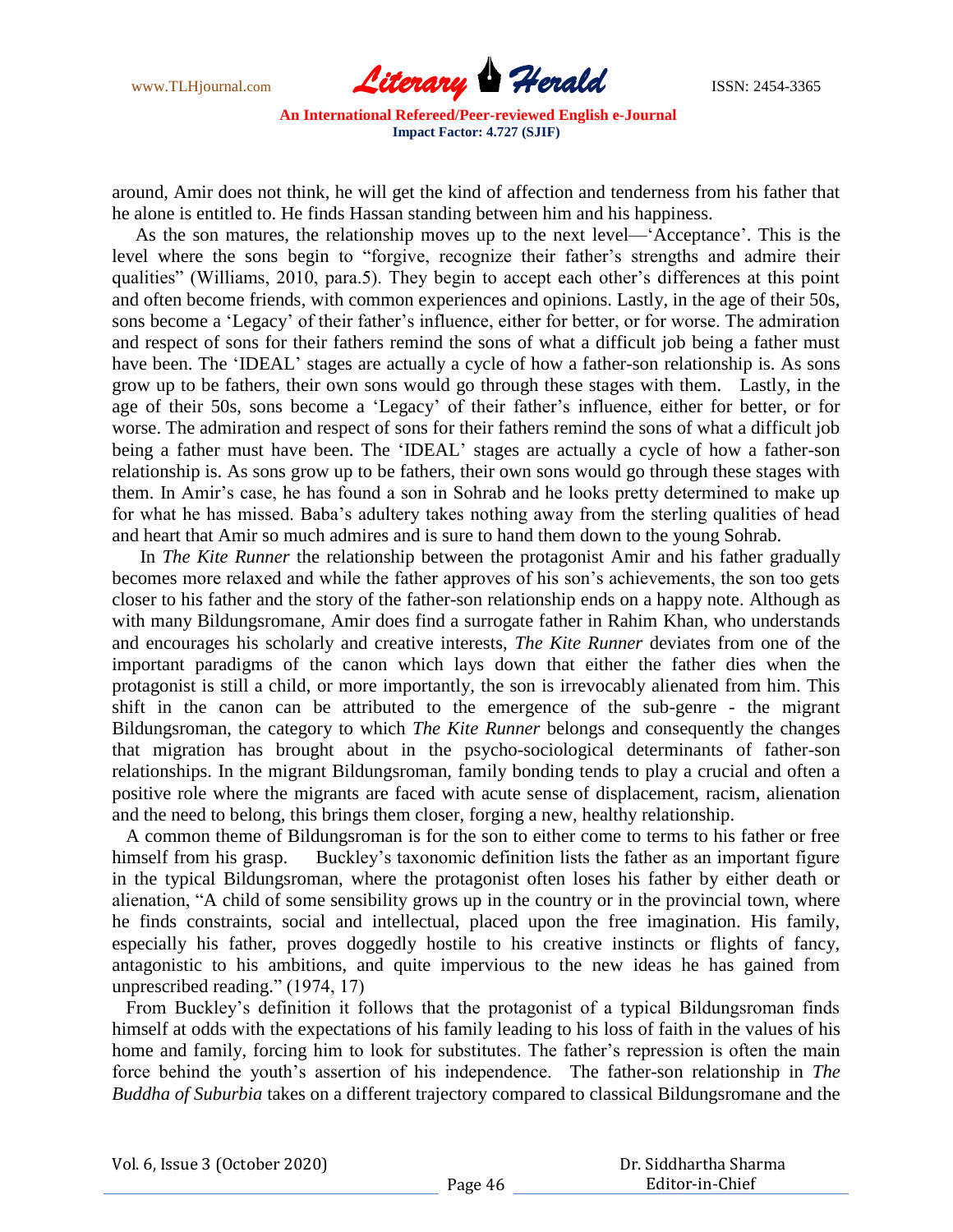around, Amir does not think, he will get the kind of affection and tenderness from his father that he alone is entitled to. He finds Hassan standing between him and his happiness.

As the son matures, the relationship moves up to the next level—'Acceptance'. This is the level where the sons begin to "forgive, recognize their father's strengths and admire their qualities" (Williams, 2010, para.5). They begin to accept each other's differences at this point and often become friends, with common experiences and opinions. Lastly, in the age of their 50s, sons become a 'Legacy' of their father's influence, either for better, or for worse. The admiration and respect of sons for their fathers remind the sons of what a difficult job being a father must have been. The 'IDEAL' stages are actually a cycle of how a father-son relationship is. As sons grow up to be fathers, their own sons would go through these stages with them. Lastly, in the age of their 50s, sons become a 'Legacy' of their father's influence, either for better, or for worse. The admiration and respect of sons for their fathers remind the sons of what a difficult job being a father must have been. The 'IDEAL' stages are actually a cycle of how a father-son relationship is. As sons grow up to be fathers, their own sons would go through these stages with them. In Amir's case, he has found a son in Sohrab and he looks pretty determined to make up for what he has missed. Baba's adultery takes nothing away from the sterling qualities of head and heart that Amir so much admires and is sure to hand them down to the young Sohrab.

In *The Kite Runner* the relationship between the protagonist Amir and his father gradually becomes more relaxed and while the father approves of his son's achievements, the son too gets closer to his father and the story of the father-son relationship ends on a happy note. Although as with many Bildungsromane, Amir does find a surrogate father in Rahim Khan, who understands and encourages his scholarly and creative interests, *The Kite Runner* deviates from one of the important paradigms of the canon which lays down that either the father dies when the protagonist is still a child, or more importantly, the son is irrevocably alienated from him. This shift in the canon can be attributed to the emergence of the sub-genre - the migrant Bildungsroman, the category to which *The Kite Runner* belongs and consequently the changes that migration has brought about in the psycho-sociological determinants of father-son relationships. In the migrant Bildungsroman, family bonding tends to play a crucial and often a positive role where the migrants are faced with acute sense of displacement, racism, alienation and the need to belong, this brings them closer, forging a new, healthy relationship.

A common theme of Bildungsroman is for the son to either come to terms to his father or free himself from his grasp. Buckley's taxonomic definition lists the father as an important figure in the typical Bildungsroman, where the protagonist often loses his father by either death or alienation, "A child of some sensibility grows up in the country or in the provincial town, where he finds constraints, social and intellectual, placed upon the free imagination. His family, especially his father, proves doggedly hostile to his creative instincts or flights of fancy, antagonistic to his ambitions, and quite impervious to the new ideas he has gained from unprescribed reading." (1974, 17)

From Buckley's definition it follows that the protagonist of a typical Bildungsroman finds himself at odds with the expectations of his family leading to his loss of faith in the values of his home and family, forcing him to look for substitutes. The father's repression is often the main force behind the youth's assertion of his independence. The father-son relationship in *The Buddha of Suburbia* takes on a different trajectory compared to classical Bildungsromane and the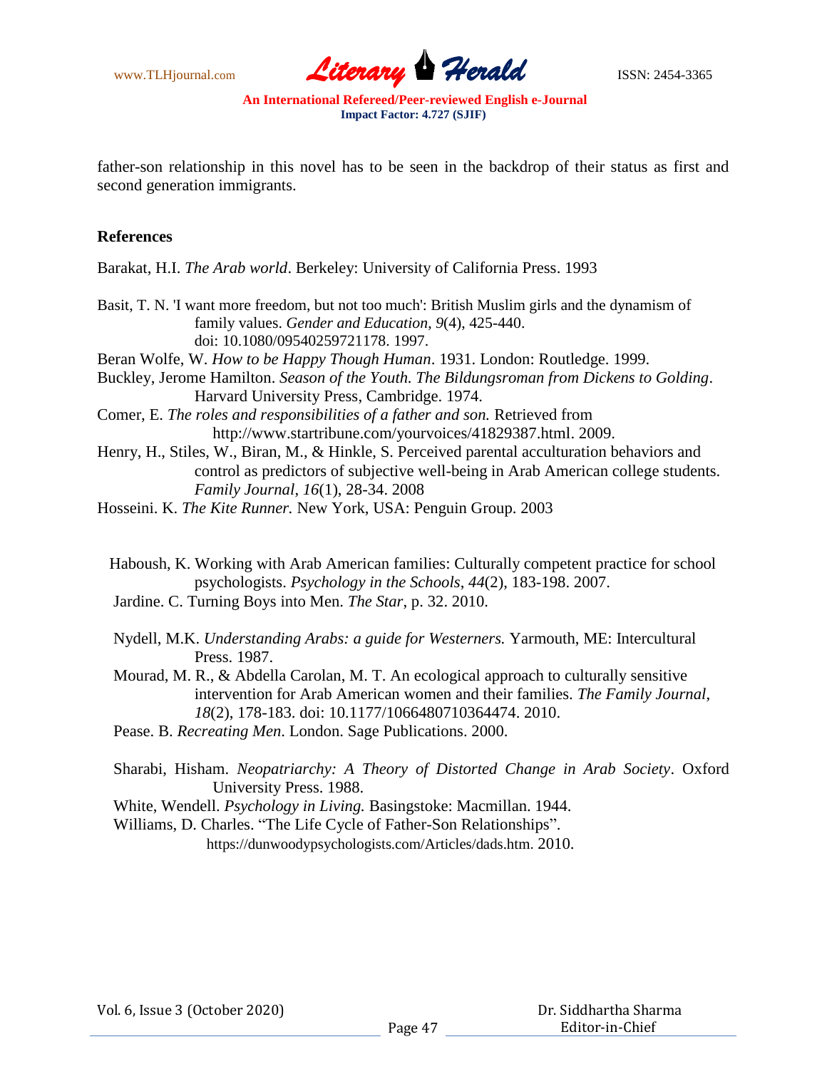father-son relationship in this novel has to be seen in the backdrop of their status as first and second generation immigrants.

## References

Barakat, H.I. *The Arab world*. Berkeley: University of California Press. 1993

Basit, T. N. 'I want more freedom, but not too much': British Muslim girls and the dynamism of family values. *Gender and Education*, *9*(4), 425-440. doi: 10.1080/09540259721178. 1997.

Beran Wolfe, W. *How to be Happy Though Human*. 1931. London: Routledge. 1999.

Buckley, Jerome Hamilton. *Season of the Youth. The Bildungsroman from Dickens to Golding*. Harvard University Press, Cambridge. 1974.

Comer, E. *The roles and responsibilities of a father and son.* Retrieved from http://www.startribune.com/yourvoices/41829387.html. 2009.

Henry, H., Stiles, W., Biran, M., & Hinkle, S. Perceived parental acculturation behaviors and control as predictors of subjective well-being in Arab American college students. *Family Journal*, *16*(1), 28-34. 2008

Hosseini. K. *The Kite Runner.* New York, USA: Penguin Group. 2003

Haboush, K. Working with Arab American families: Culturally competent practice for school psychologists. *Psychology in the Schools*, *44*(2), 183-198. 2007.

Jardine. C. Turning Boys into Men. *The Star*, p. 32. 2010.

Nydell, M.K. *Understanding Arabs: a guide for Westerners.* Yarmouth, ME: Intercultural Press. 1987.

Mourad, M. R., & Abdella Carolan, M. T. An ecological approach to culturally sensitive intervention for Arab American women and their families. *The Family Journal*, *18*(2), 178-183. doi: 10.1177/1066480710364474. 2010.

Pease. B. *Recreating Men.* London. Sage Publications. 2000.

Sharabi, Hisham. *Neopatriarchy: A Theory of Distorted Change in Arab Society*. Oxford University Press. 1988.

White, Wendell. *Psychology in Living.* Basingstoke: Macmillan. 1944.

Williams, D. Charles. "The Life Cycle of Father-Son Relationships". https://dunwoodypsychologists.com/Articles/dads.htm. 2010.